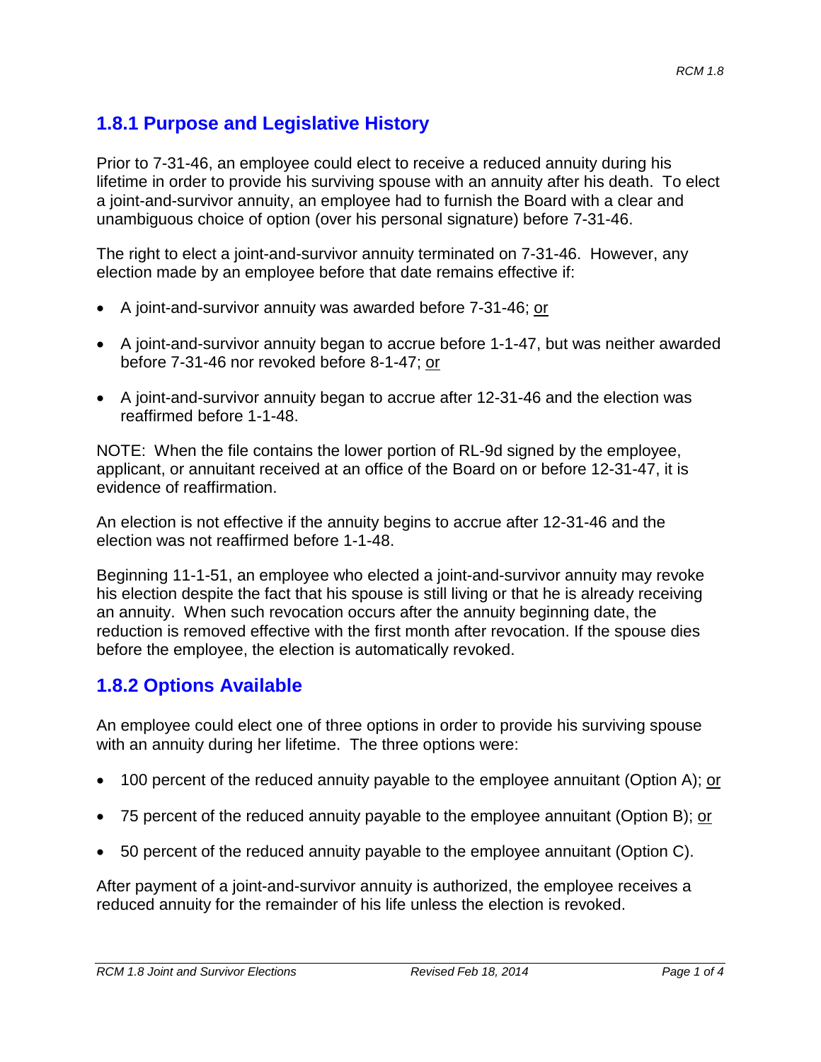## 1.8.1 Purpose and Legislative History

Prior to 7-31-46, an employee could elect to receive a reduced annuity during his lifetime in order to provide his surviving spouse with an annuity after his death. To elect a joint-and-survivor annuity, an employee had to furnish the Board with a clear and unambiguous choice of option (over his personal signature) before 7-31-46.

The right to elect a joint-and-survivor annuity terminated on 7-31-46. However, any election made by an employee before that date remains effective if:

- A joint-and-survivor annuity was awarded before 7-31-46; <u>or</u>
- A joint-and-survivor annuity began to accrue before 1-1-47, but was neither awarded before 7-31-46 nor revoked before 8-1-47; <u>or</u>
- A joint-and-survivor annuity began to accrue after 12-31-46 and the election was reaffirmed before 1-1-48.

NOTE: When the file contains the lower portion of RL-9d signed by the employee, applicant, or annuitant received at an office of the Board on or before 12-31-47, it is evidence of reaffirmation.

An election is not effective if the annuity begins to accrue after 12-31-46 and the election was not reaffirmed before 1-1-48.

Beginning 11-1-51, an employee who elected a joint-and-survivor annuity may revoke his election despite the fact that his spouse is still living or that he is already receiving an annuity. When such revocation occurs after the annuity beginning date, the reduction is removed effective with the first month after revocation. If the spouse dies before the employee, the election is automatically revoked.

## 1.8.2 Options Available

An employee could elect one of three options in order to provide his surviving spouse with an annuity during her lifetime. The three options were:

- 100 percent of the reduced annuity payable to the employee annuitant (Option A); <u>or</u>
- 75 percent of the reduced annuity payable to the employee annuitant (Option B); <u>or</u>
- 50 percent of the reduced annuity payable to the employee annuitant (Option C).

After payment of a joint-and-survivor annuity is authorized, the employee receives a reduced annuity for the remainder of his life unless the election is revoked.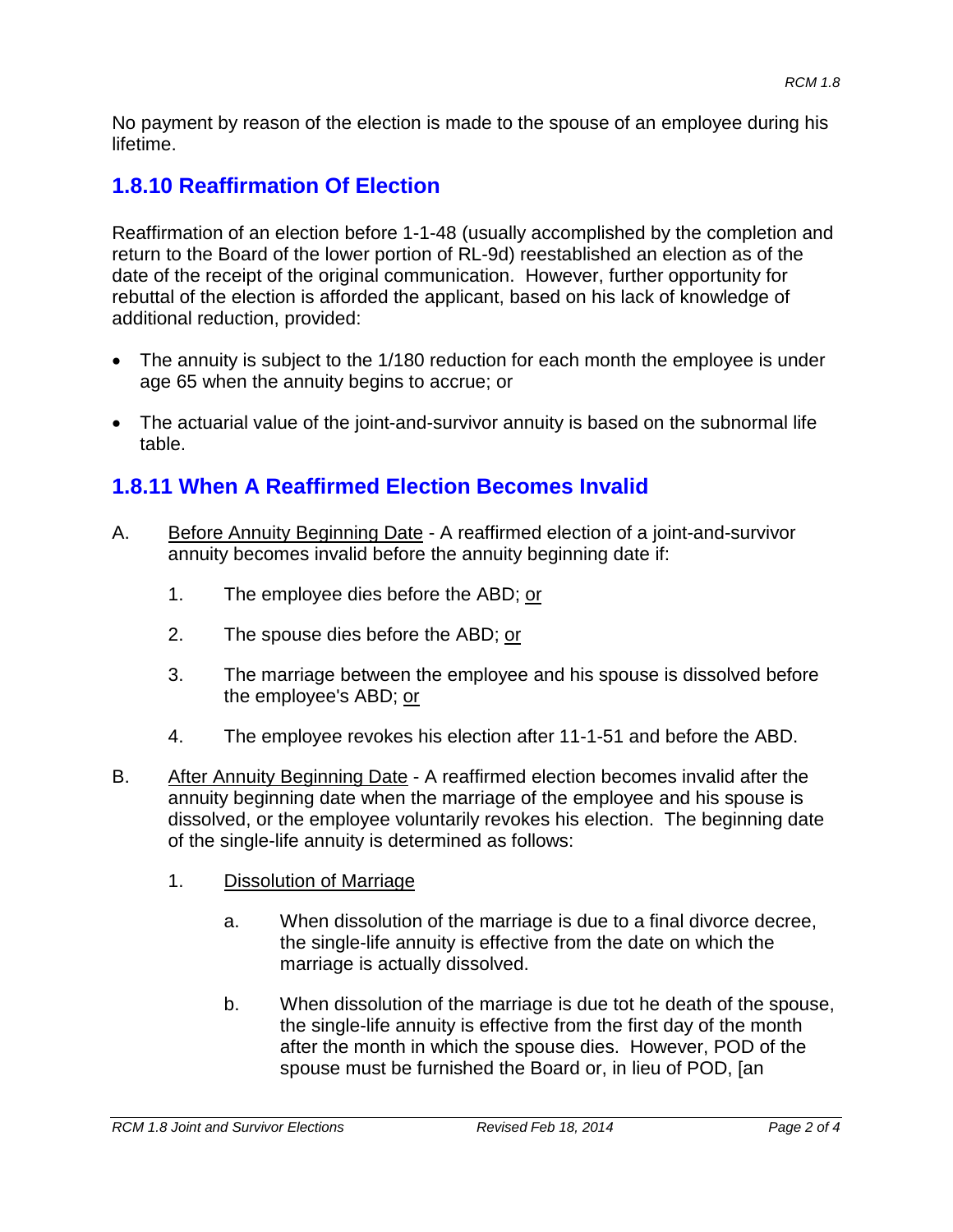No payment by reason of the election is made to the spouse of an employee during his lifetime.

## 1.8.10 Reaffirmation Of Election

Reaffirmation of an election before 1-1-48 (usually accomplished by the completion and return to the Board of the lower portion of RL-9d) reestablished an election as of the date of the receipt of the original communication. However, further opportunity for rebuttal of the election is afforded the applicant, based on his lack of knowledge of additional reduction, provided:

- The annuity is subject to the 1/180 reduction for each month the employee is under age 65 when the annuity begins to accrue; or
- The actuarial value of the joint-and-survivor annuity is based on the subnormal life table.

## 1.8.11 When A Reaffirmed Election Becomes Invalid

A. <u>Before Annuity Beginning Date</u> - A reaffirmed election of a joint-and-survivor annuity becomes invalid before the annuity beginning date if:

   1. The employee dies before the ABD; <u>or</u>
   2. The spouse dies before the ABD; <u>or</u>
   3. The marriage between the employee and his spouse is dissolved before the employee's ABD; <u>or</u>
   4. The employee revokes his election after 11-1-51 and before the ABD.

B. <u>After Annuity Beginning Date</u> - A reaffirmed election becomes invalid after the annuity beginning date when the marriage of the employee and his spouse is dissolved, or the employee voluntarily revokes his election. The beginning date of the single-life annuity is determined as follows:

   1. <u>Dissolution of Marriage</u>

      a. When dissolution of the marriage is due to a final divorce decree, the single-life annuity is effective from the date on which the marriage is actually dissolved.

      b. When dissolution of the marriage is due tot he death of the spouse, the single-life annuity is effective from the first day of the month after the month in which the spouse dies. However, POD of the spouse must be furnished the Board or, in lieu of POD, [an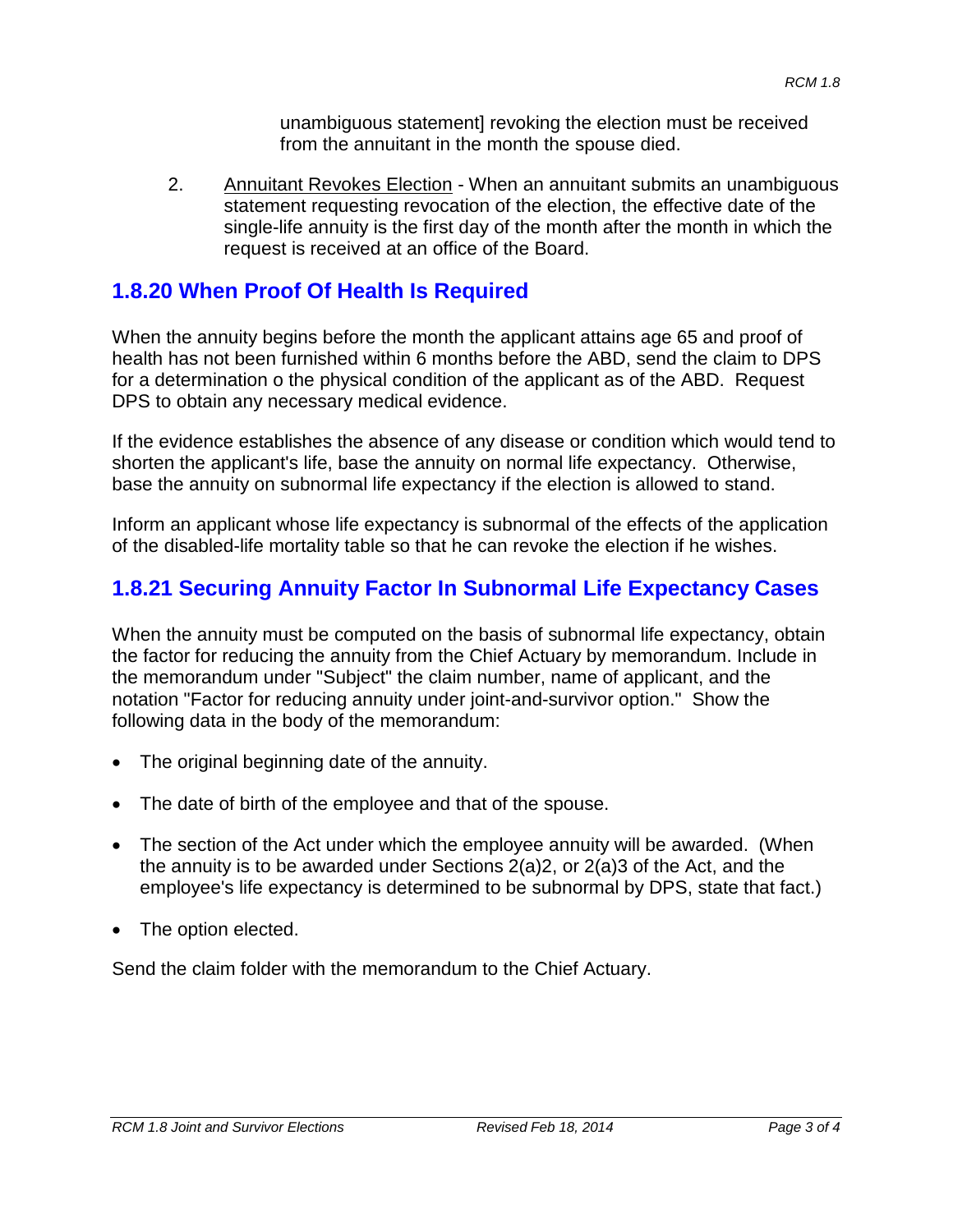unambiguous statement] revoking the election must be received from the annuitant in the month the spouse died.

2. Annuitant Revokes Election - When an annuitant submits an unambiguous statement requesting revocation of the election, the effective date of the single-life annuity is the first day of the month after the month in which the request is received at an office of the Board.

## 1.8.20 When Proof Of Health Is Required

When the annuity begins before the month the applicant attains age 65 and proof of health has not been furnished within 6 months before the ABD, send the claim to DPS for a determination o the physical condition of the applicant as of the ABD. Request DPS to obtain any necessary medical evidence.

If the evidence establishes the absence of any disease or condition which would tend to shorten the applicant's life, base the annuity on normal life expectancy. Otherwise, base the annuity on subnormal life expectancy if the election is allowed to stand.

Inform an applicant whose life expectancy is subnormal of the effects of the application of the disabled-life mortality table so that he can revoke the election if he wishes.

## 1.8.21 Securing Annuity Factor In Subnormal Life Expectancy Cases

When the annuity must be computed on the basis of subnormal life expectancy, obtain the factor for reducing the annuity from the Chief Actuary by memorandum. Include in the memorandum under "Subject" the claim number, name of applicant, and the notation "Factor for reducing annuity under joint-and-survivor option." Show the following data in the body of the memorandum:

- The original beginning date of the annuity.
- The date of birth of the employee and that of the spouse.
- The section of the Act under which the employee annuity will be awarded. (When the annuity is to be awarded under Sections 2(a)2, or 2(a)3 of the Act, and the employee's life expectancy is determined to be subnormal by DPS, state that fact.)
- The option elected.

Send the claim folder with the memorandum to the Chief Actuary.